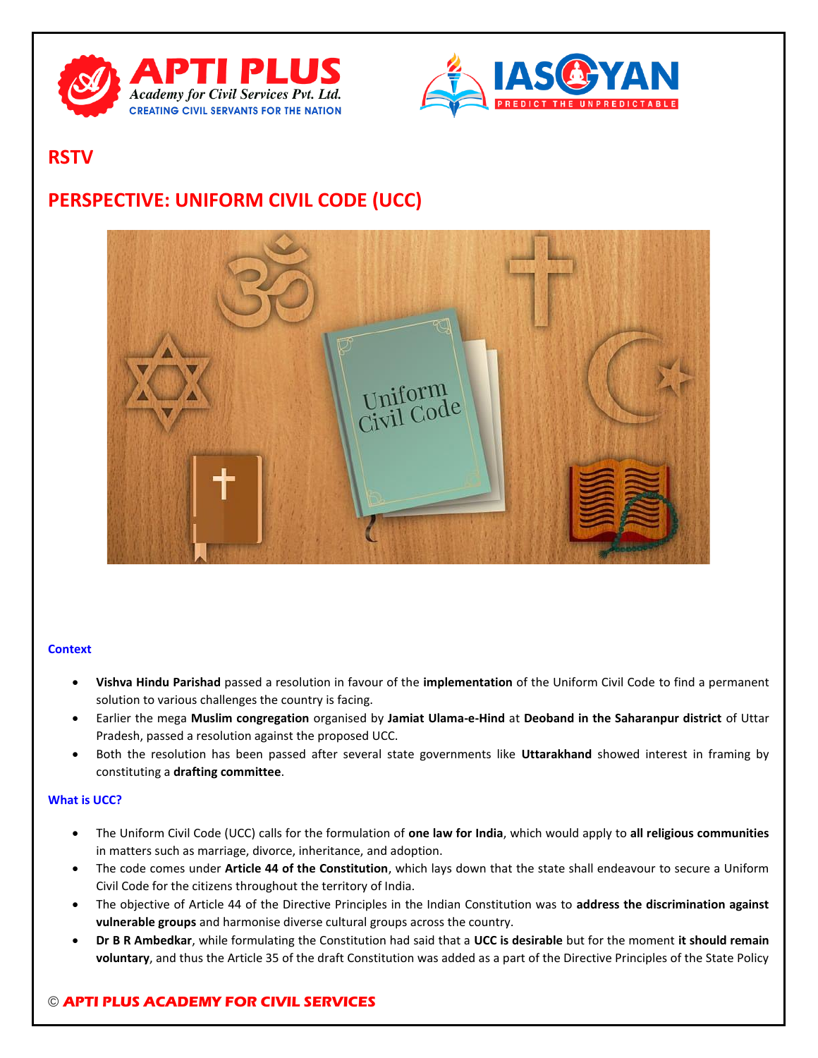## RSTV

# PERSPECTIVE: UNIFORM CIVIL CODE (UCC)

### Context

- **Vishva Hindu Parishad** passed a resolution in favour of the **implementation** of the Uniform Civil Code to find a permanent solution to various challenges the country is facing.
- Earlier the mega **Muslim congregation** organised by **Jamiat Ulama-e-Hind** at **Deoband in the Saharanpur district** of Uttar Pradesh, passed a resolution against the proposed UCC.
- Both the resolution has been passed after several state governments like **Uttarakhand** showed interest in framing by constituting a **drafting committee**.

### What is UCC?

- The Uniform Civil Code (UCC) calls for the formulation of **one law for India**, which would apply to **all religious communities** in matters such as marriage, divorce, inheritance, and adoption.
- The code comes under **Article 44 of the Constitution**, which lays down that the state shall endeavour to secure a Uniform Civil Code for the citizens throughout the territory of India.
- The objective of Article 44 of the Directive Principles in the Indian Constitution was to **address the discrimination against vulnerable groups** and harmonise diverse cultural groups across the country.
- **Dr B R Ambedkar**, while formulating the Constitution had said that a **UCC is desirable** but for the moment **it should remain voluntary**, and thus the Article 35 of the draft Constitution was added as a part of the Directive Principles of the State Policy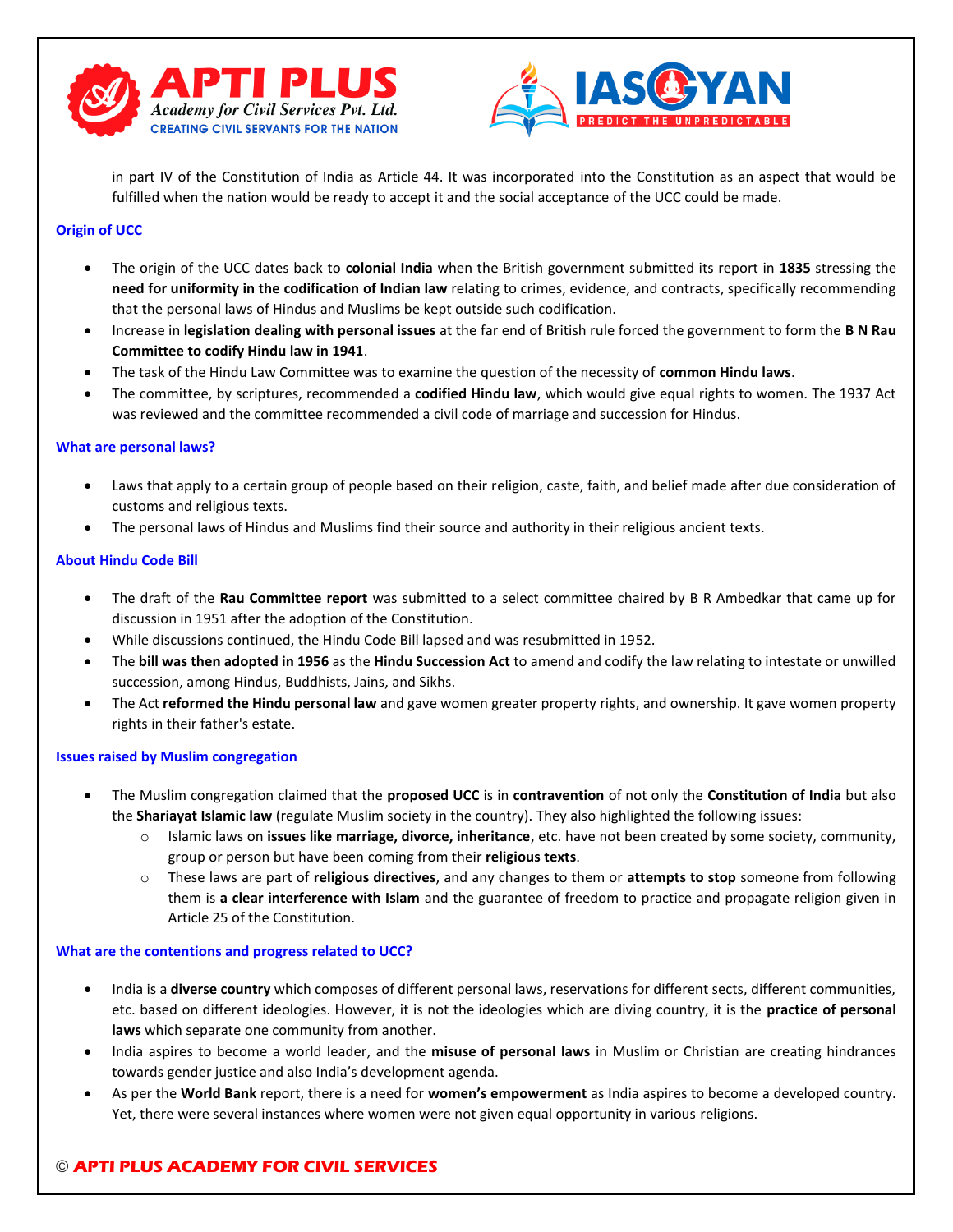in part IV of the Constitution of India as Article 44. It was incorporated into the Constitution as an aspect that would be fulfilled when the nation would be ready to accept it and the social acceptance of the UCC could be made.

### Origin of UCC

- The origin of the UCC dates back to **colonial India** when the British government submitted its report in **1835** stressing the **need for uniformity in the codification of Indian law** relating to crimes, evidence, and contracts, specifically recommending that the personal laws of Hindus and Muslims be kept outside such codification.
- Increase in **legislation dealing with personal issues** at the far end of British rule forced the government to form the **B N Rau Committee to codify Hindu law in 1941**.
- The task of the Hindu Law Committee was to examine the question of the necessity of **common Hindu laws**.
- The committee, by scriptures, recommended a **codified Hindu law**, which would give equal rights to women. The 1937 Act was reviewed and the committee recommended a civil code of marriage and succession for Hindus.

### What are personal laws?

- Laws that apply to a certain group of people based on their religion, caste, faith, and belief made after due consideration of customs and religious texts.
- The personal laws of Hindus and Muslims find their source and authority in their religious ancient texts.

### About Hindu Code Bill

- The draft of the **Rau Committee report** was submitted to a select committee chaired by B R Ambedkar that came up for discussion in 1951 after the adoption of the Constitution.
- While discussions continued, the Hindu Code Bill lapsed and was resubmitted in 1952.
- The **bill was then adopted in 1956** as the **Hindu Succession Act** to amend and codify the law relating to intestate or unwilled succession, among Hindus, Buddhists, Jains, and Sikhs.
- The Act **reformed the Hindu personal law** and gave women greater property rights, and ownership. It gave women property rights in their father's estate.

### Issues raised by Muslim congregation

- The Muslim congregation claimed that the **proposed UCC** is in **contravention** of not only the **Constitution of India** but also the **Shariayat Islamic law** (regulate Muslim society in the country). They also highlighted the following issues:
  - Islamic laws on **issues like marriage, divorce, inheritance**, etc. have not been created by some society, community, group or person but have been coming from their **religious texts**.
  - These laws are part of **religious directives**, and any changes to them or **attempts to stop** someone from following them is **a clear interference with Islam** and the guarantee of freedom to practice and propagate religion given in Article 25 of the Constitution.

### What are the contentions and progress related to UCC?

- India is a **diverse country** which composes of different personal laws, reservations for different sects, different communities, etc. based on different ideologies. However, it is not the ideologies which are diving country, it is the **practice of personal laws** which separate one community from another.
- India aspires to become a world leader, and the **misuse of personal laws** in Muslim or Christian are creating hindrances towards gender justice and also India's development agenda.
- As per the **World Bank** report, there is a need for **women's empowerment** as India aspires to become a developed country. Yet, there were several instances where women were not given equal opportunity in various religions.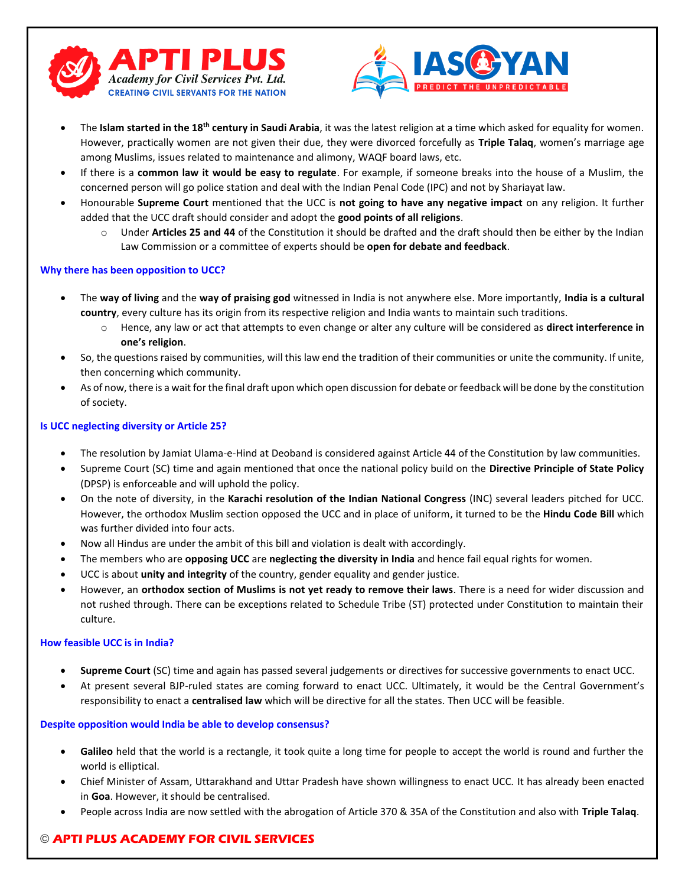- The **Islam started in the 18th century in Saudi Arabia**, it was the latest religion at a time which asked for equality for women. However, practically women are not given their due, they were divorced forcefully as **Triple Talaq**, women's marriage age among Muslims, issues related to maintenance and alimony, WAQF board laws, etc.
- If there is a **common law it would be easy to regulate**. For example, if someone breaks into the house of a Muslim, the concerned person will go police station and deal with the Indian Penal Code (IPC) and not by Shariayat law.
- Honourable **Supreme Court** mentioned that the UCC is **not going to have any negative impact** on any religion. It further added that the UCC draft should consider and adopt the **good points of all religions**.
  - Under **Articles 25 and 44** of the Constitution it should be drafted and the draft should then be either by the Indian Law Commission or a committee of experts should be **open for debate and feedback**.

#### Why there has been opposition to UCC?

- The **way of living** and the **way of praising god** witnessed in India is not anywhere else. More importantly, **India is a cultural country**, every culture has its origin from its respective religion and India wants to maintain such traditions.
  - Hence, any law or act that attempts to even change or alter any culture will be considered as **direct interference in one's religion**.
- So, the questions raised by communities, will this law end the tradition of their communities or unite the community. If unite, then concerning which community.
- As of now, there is a wait for the final draft upon which open discussion for debate or feedback will be done by the constitution of society.

#### Is UCC neglecting diversity or Article 25?

- The resolution by Jamiat Ulama-e-Hind at Deoband is considered against Article 44 of the Constitution by law communities.
- Supreme Court (SC) time and again mentioned that once the national policy build on the **Directive Principle of State Policy** (DPSP) is enforceable and will uphold the policy.
- On the note of diversity, in the **Karachi resolution of the Indian National Congress** (INC) several leaders pitched for UCC. However, the orthodox Muslim section opposed the UCC and in place of uniform, it turned to be the **Hindu Code Bill** which was further divided into four acts.
- Now all Hindus are under the ambit of this bill and violation is dealt with accordingly.
- The members who are **opposing UCC** are **neglecting the diversity in India** and hence fail equal rights for women.
- UCC is about **unity and integrity** of the country, gender equality and gender justice.
- However, an **orthodox section of Muslims is not yet ready to remove their laws**. There is a need for wider discussion and not rushed through. There can be exceptions related to Schedule Tribe (ST) protected under Constitution to maintain their culture.

#### How feasible UCC is in India?

- **Supreme Court** (SC) time and again has passed several judgements or directives for successive governments to enact UCC.
- At present several BJP-ruled states are coming forward to enact UCC. Ultimately, it would be the Central Government's responsibility to enact a **centralised law** which will be directive for all the states. Then UCC will be feasible.

#### Despite opposition would India be able to develop consensus?

- **Galileo** held that the world is a rectangle, it took quite a long time for people to accept the world is round and further the world is elliptical.
- Chief Minister of Assam, Uttarakhand and Uttar Pradesh have shown willingness to enact UCC. It has already been enacted in **Goa**. However, it should be centralised.
- People across India are now settled with the abrogation of Article 370 & 35A of the Constitution and also with **Triple Talaq**.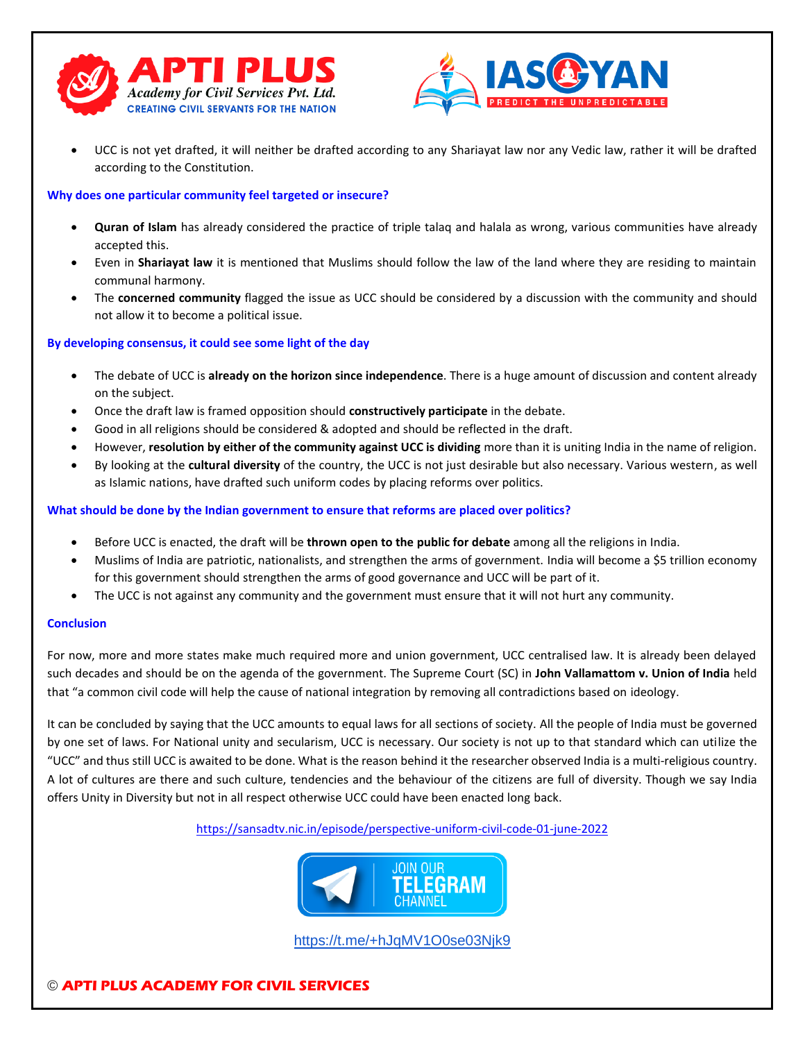- UCC is not yet drafted, it will neither be drafted according to any Shariayat law nor any Vedic law, rather it will be drafted according to the Constitution.

**Why does one particular community feel targeted or insecure?**

- **Quran of Islam** has already considered the practice of triple talaq and halala as wrong, various communities have already accepted this.
- Even in **Shariayat law** it is mentioned that Muslims should follow the law of the land where they are residing to maintain communal harmony.
- The **concerned community** flagged the issue as UCC should be considered by a discussion with the community and should not allow it to become a political issue.

**By developing consensus, it could see some light of the day**

- The debate of UCC is **already on the horizon since independence**. There is a huge amount of discussion and content already on the subject.
- Once the draft law is framed opposition should **constructively participate** in the debate.
- Good in all religions should be considered & adopted and should be reflected in the draft.
- However, **resolution by either of the community against UCC is dividing** more than it is uniting India in the name of religion.
- By looking at the **cultural diversity** of the country, the UCC is not just desirable but also necessary. Various western, as well as Islamic nations, have drafted such uniform codes by placing reforms over politics.

**What should be done by the Indian government to ensure that reforms are placed over politics?**

- Before UCC is enacted, the draft will be **thrown open to the public for debate** among all the religions in India.
- Muslims of India are patriotic, nationalists, and strengthen the arms of government. India will become a $5 trillion economy for this government should strengthen the arms of good governance and UCC will be part of it.
- The UCC is not against any community and the government must ensure that it will not hurt any community.

**Conclusion**

For now, more and more states make much required more and union government, UCC centralised law. It is already been delayed such decades and should be on the agenda of the government. The Supreme Court (SC) in **John Vallamattom v. Union of India** held that "a common civil code will help the cause of national integration by removing all contradictions based on ideology.

It can be concluded by saying that the UCC amounts to equal laws for all sections of society. All the people of India must be governed by one set of laws. For National unity and secularism, UCC is necessary. Our society is not up to that standard which can utilize the "UCC" and thus still UCC is awaited to be done. What is the reason behind it the researcher observed India is a multi-religious country. A lot of cultures are there and such culture, tendencies and the behaviour of the citizens are full of diversity. Though we say India offers Unity in Diversity but not in all respect otherwise UCC could have been enacted long back.

https://sansadtv.nic.in/episode/perspective-uniform-civil-code-01-june-2022

JOIN OUR TELEGRAM CHANNEL

https://t.me/+hJqMV1O0se03Njk9